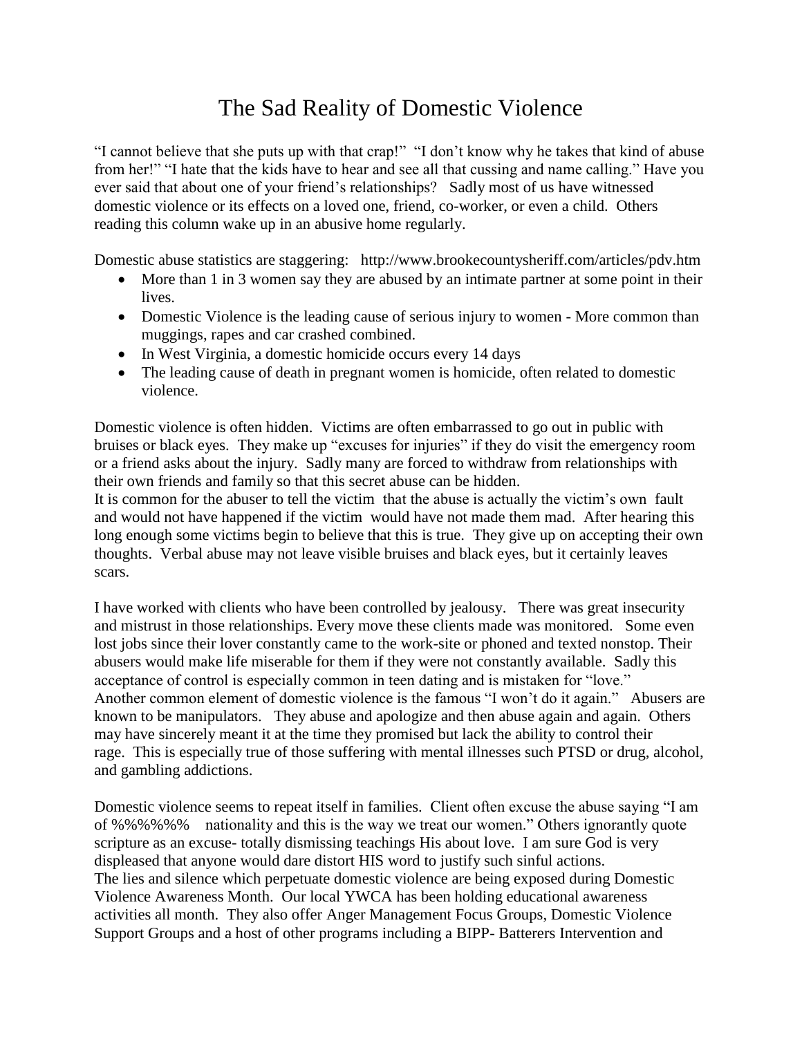# The Sad Reality of Domestic Violence

"I cannot believe that she puts up with that crap!" "I don't know why he takes that kind of abuse from her!" "I hate that the kids have to hear and see all that cussing and name calling." Have you ever said that about one of your friend's relationships? Sadly most of us have witnessed domestic violence or its effects on a loved one, friend, co-worker, or even a child. Others reading this column wake up in an abusive home regularly.

Domestic abuse statistics are staggering: http://www.brookecountysheriff.com/articles/pdv.htm

- More than 1 in 3 women say they are abused by an intimate partner at some point in their lives.
- Domestic Violence is the leading cause of serious injury to women - More common than muggings, rapes and car crashed combined.
- In West Virginia, a domestic homicide occurs every 14 days
- The leading cause of death in pregnant women is homicide, often related to domestic violence.

Domestic violence is often hidden. Victims are often embarrassed to go out in public with bruises or black eyes. They make up "excuses for injuries" if they do visit the emergency room or a friend asks about the injury. Sadly many are forced to withdraw from relationships with their own friends and family so that this secret abuse can be hidden.
It is common for the abuser to tell the victim that the abuse is actually the victim's own fault and would not have happened if the victim would have not made them mad. After hearing this long enough some victims begin to believe that this is true. They give up on accepting their own thoughts. Verbal abuse may not leave visible bruises and black eyes, but it certainly leaves scars.

I have worked with clients who have been controlled by jealousy. There was great insecurity and mistrust in those relationships. Every move these clients made was monitored. Some even lost jobs since their lover constantly came to the work-site or phoned and texted nonstop. Their abusers would make life miserable for them if they were not constantly available. Sadly this acceptance of control is especially common in teen dating and is mistaken for "love."
Another common element of domestic violence is the famous "I won't do it again." Abusers are known to be manipulators. They abuse and apologize and then abuse again and again. Others may have sincerely meant it at the time they promised but lack the ability to control their rage. This is especially true of those suffering with mental illnesses such PTSD or drug, alcohol, and gambling addictions.

Domestic violence seems to repeat itself in families. Client often excuse the abuse saying "I am of %%%%%% nationality and this is the way we treat our women." Others ignorantly quote scripture as an excuse- totally dismissing teachings His about love. I am sure God is very displeased that anyone would dare distort HIS word to justify such sinful actions.
The lies and silence which perpetuate domestic violence are being exposed during Domestic Violence Awareness Month. Our local YWCA has been holding educational awareness activities all month. They also offer Anger Management Focus Groups, Domestic Violence Support Groups and a host of other programs including a BIPP- Batterers Intervention and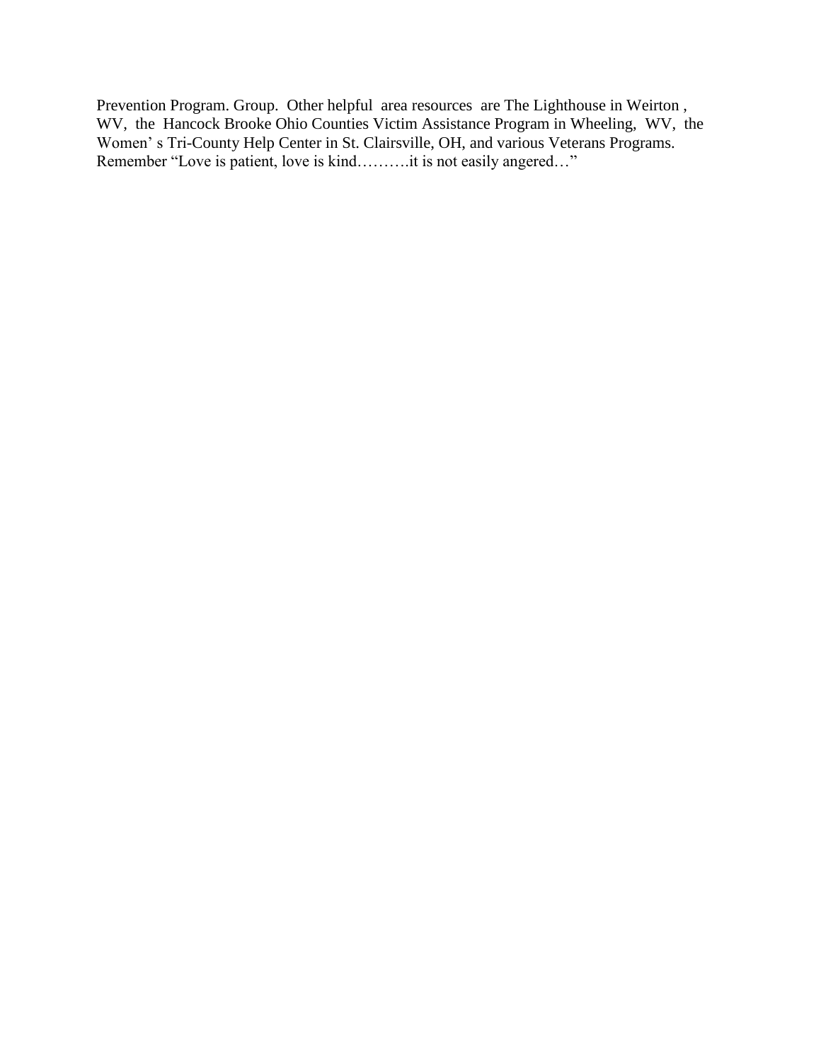Prevention Program. Group. Other helpful area resources are The Lighthouse in Weirton, WV, the Hancock Brooke Ohio Counties Victim Assistance Program in Wheeling, WV, the Women' s Tri-County Help Center in St. Clairsville, OH, and various Veterans Programs. Remember "Love is patient, love is kind……….it is not easily angered…"